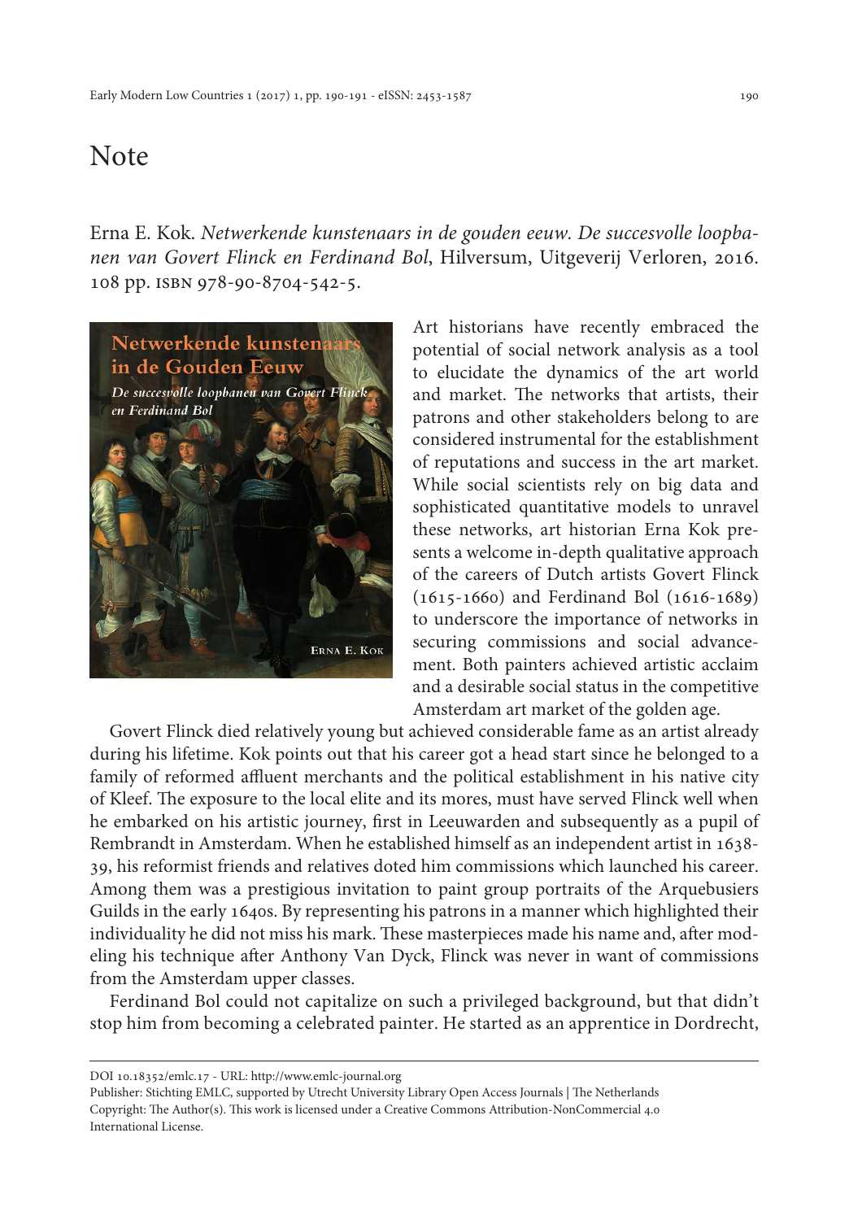# Note

Erna E. Kok. *Netwerkende kunstenaars in de gouden eeuw. De succesvolle loopbanen van Govert Flinck en Ferdinand Bol*, Hilversum, Uitgeverij Verloren, 2016. 108 pp. ISBN 978-90-8704-542-5.

Art historians have recently embraced the potential of social network analysis as a tool to elucidate the dynamics of the art world and market. The networks that artists, their patrons and other stakeholders belong to are considered instrumental for the establishment of reputations and success in the art market. While social scientists rely on big data and sophisticated quantitative models to unravel these networks, art historian Erna Kok presents a welcome in-depth qualitative approach of the careers of Dutch artists Govert Flinck (1615-1660) and Ferdinand Bol (1616-1689) to underscore the importance of networks in securing commissions and social advancement. Both painters achieved artistic acclaim and a desirable social status in the competitive Amsterdam art market of the golden age.

Govert Flinck died relatively young but achieved considerable fame as an artist already during his lifetime. Kok points out that his career got a head start since he belonged to a family of reformed affluent merchants and the political establishment in his native city of Kleef. The exposure to the local elite and its mores, must have served Flinck well when he embarked on his artistic journey, first in Leeuwarden and subsequently as a pupil of Rembrandt in Amsterdam. When he established himself as an independent artist in 1638-39, his reformist friends and relatives doted him commissions which launched his career. Among them was a prestigious invitation to paint group portraits of the Arquebusiers Guilds in the early 1640s. By representing his patrons in a manner which highlighted their individuality he did not miss his mark. These masterpieces made his name and, after modeling his technique after Anthony Van Dyck, Flinck was never in want of commissions from the Amsterdam upper classes.

Ferdinand Bol could not capitalize on such a privileged background, but that didn't stop him from becoming a celebrated painter. He started as an apprentice in Dordrecht,

DOI 10.18352/emlc.17 - URL: http://www.emlc-journal.org
Publisher: Stichting EMLC, supported by Utrecht University Library Open Access Journals | The Netherlands
Copyright: The Author(s). This work is licensed under a Creative Commons Attribution-NonCommercial 4.0 International License.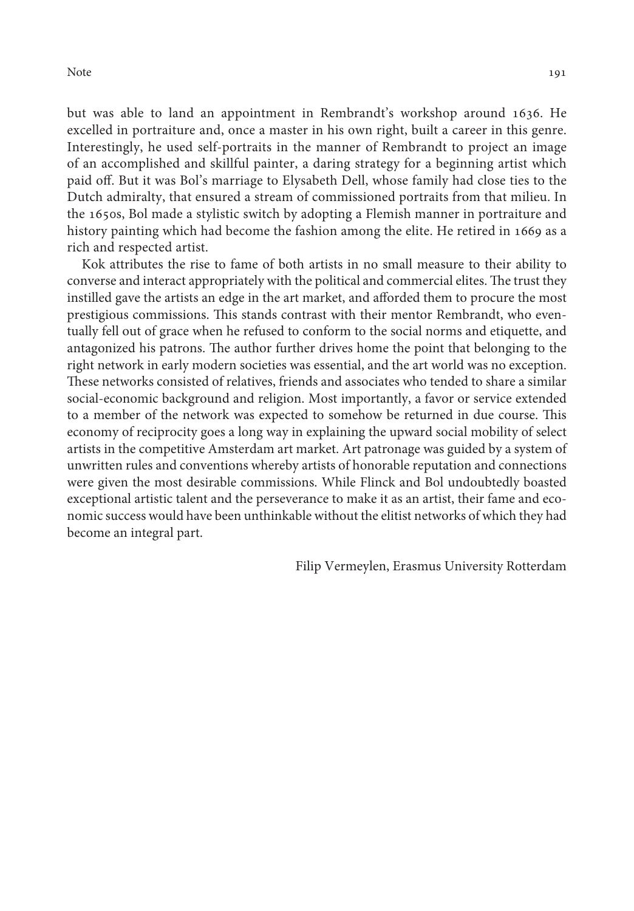but was able to land an appointment in Rembrandt's workshop around 1636. He excelled in portraiture and, once a master in his own right, built a career in this genre. Interestingly, he used self-portraits in the manner of Rembrandt to project an image of an accomplished and skillful painter, a daring strategy for a beginning artist which paid off. But it was Bol's marriage to Elysabeth Dell, whose family had close ties to the Dutch admiralty, that ensured a stream of commissioned portraits from that milieu. In the 1650s, Bol made a stylistic switch by adopting a Flemish manner in portraiture and history painting which had become the fashion among the elite. He retired in 1669 as a rich and respected artist.

Kok attributes the rise to fame of both artists in no small measure to their ability to converse and interact appropriately with the political and commercial elites. The trust they instilled gave the artists an edge in the art market, and afforded them to procure the most prestigious commissions. This stands contrast with their mentor Rembrandt, who eventually fell out of grace when he refused to conform to the social norms and etiquette, and antagonized his patrons. The author further drives home the point that belonging to the right network in early modern societies was essential, and the art world was no exception. These networks consisted of relatives, friends and associates who tended to share a similar social-economic background and religion. Most importantly, a favor or service extended to a member of the network was expected to somehow be returned in due course. This economy of reciprocity goes a long way in explaining the upward social mobility of select artists in the competitive Amsterdam art market. Art patronage was guided by a system of unwritten rules and conventions whereby artists of honorable reputation and connections were given the most desirable commissions. While Flinck and Bol undoubtedly boasted exceptional artistic talent and the perseverance to make it as an artist, their fame and economic success would have been unthinkable without the elitist networks of which they had become an integral part.

Filip Vermeylen, Erasmus University Rotterdam